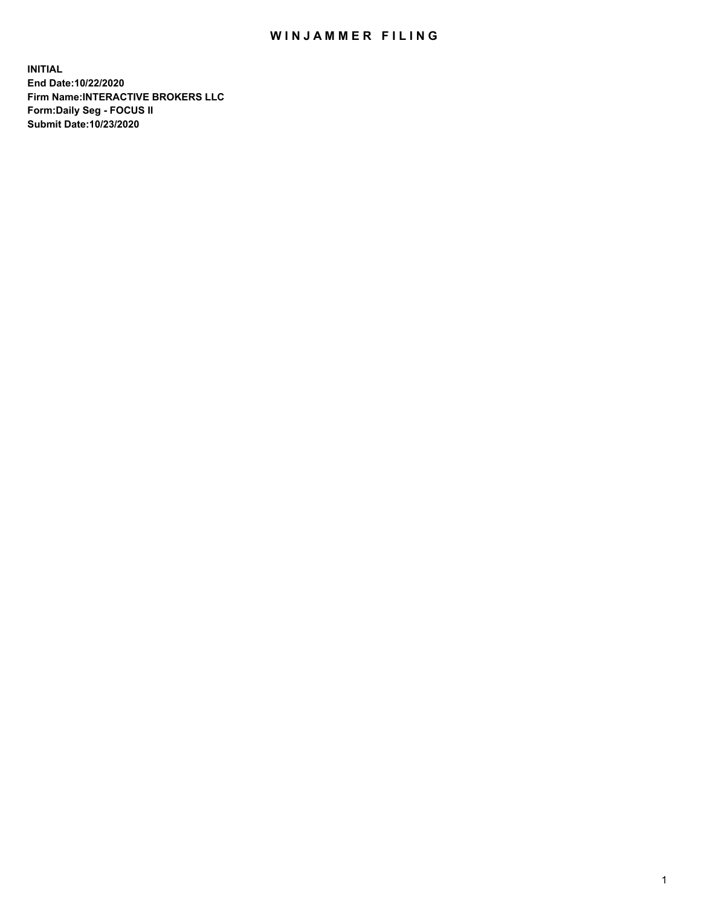# WINJAMMER FILING

**INITIAL**
**End Date:10/22/2020**
**Firm Name:INTERACTIVE BROKERS LLC**
**Form:Daily Seg - FOCUS II**
**Submit Date:10/23/2020**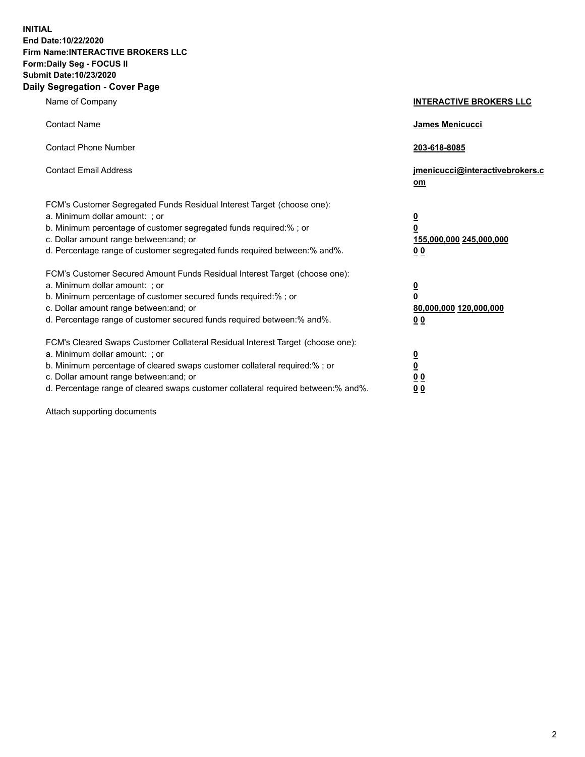**INITIAL**
**End Date:10/22/2020**
**Firm Name:INTERACTIVE BROKERS LLC**
**Form:Daily Seg - FOCUS II**
**Submit Date:10/23/2020**

## Daily Segregation - Cover Page

| | |
|---|---|
| Name of Company | **INTERACTIVE BROKERS LLC** |
| Contact Name | **James Menicucci** |
| Contact Phone Number | **203-618-8085** |
| Contact Email Address | **jmenicucci@interactivebrokers.com** |

FCM's Customer Segregated Funds Residual Interest Target (choose one):

| | |
|---|---|
| a. Minimum dollar amount: ; or | **0** |
| b. Minimum percentage of customer segregated funds required:% ; or | **0** |
| c. Dollar amount range between:and; or | **155,000,000 245,000,000** |
| d. Percentage range of customer segregated funds required between:% and%. | **0 0** |

FCM's Customer Secured Amount Funds Residual Interest Target (choose one):

| | |
|---|---|
| a. Minimum dollar amount: ; or | **0** |
| b. Minimum percentage of customer secured funds required:% ; or | **0** |
| c. Dollar amount range between:and; or | **80,000,000 120,000,000** |
| d. Percentage range of customer secured funds required between:% and%. | **0 0** |

FCM's Cleared Swaps Customer Collateral Residual Interest Target (choose one):

| | |
|---|---|
| a. Minimum dollar amount: ; or | **0** |
| b. Minimum percentage of cleared swaps customer collateral required:% ; or | **0** |
| c. Dollar amount range between:and; or | **0 0** |
| d. Percentage range of cleared swaps customer collateral required between:% and%. | **0 0** |

Attach supporting documents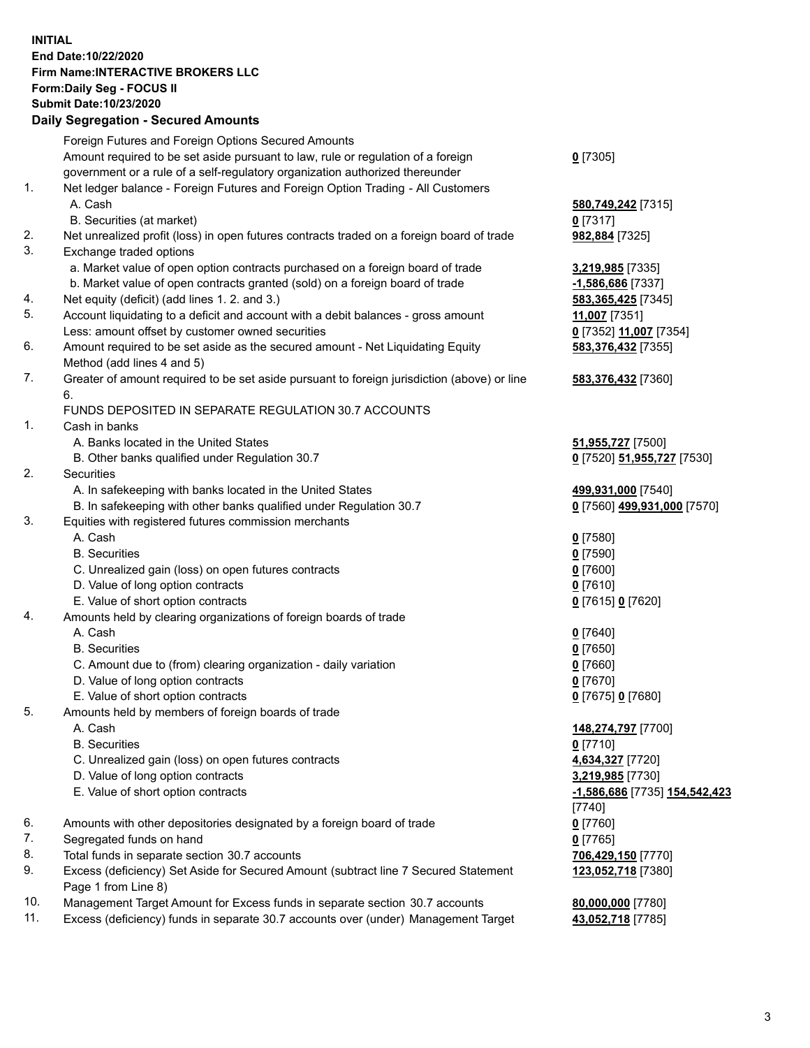**INITIAL**
**End Date:10/22/2020**
**Firm Name:INTERACTIVE BROKERS LLC**
**Form:Daily Seg - FOCUS II**
**Submit Date:10/23/2020**

**Daily Segregation - Secured Amounts**

| | | |
|---|---|---|
| | Foreign Futures and Foreign Options Secured Amounts | |
| | Amount required to be set aside pursuant to law, rule or regulation of a foreign government or a rule of a self-regulatory organization authorized thereunder | **0** [7305] |
| 1. | Net ledger balance - Foreign Futures and Foreign Option Trading - All Customers | |
| | A. Cash | **580,749,242** [7315] |
| | B. Securities (at market) | **0** [7317] |
| 2. | Net unrealized profit (loss) in open futures contracts traded on a foreign board of trade | **982,884** [7325] |
| 3. | Exchange traded options | |
| | a. Market value of open option contracts purchased on a foreign board of trade | **3,219,985** [7335] |
| | b. Market value of open contracts granted (sold) on a foreign board of trade | **-1,586,686** [7337] |
| 4. | Net equity (deficit) (add lines 1. 2. and 3.) | **583,365,425** [7345] |
| 5. | Account liquidating to a deficit and account with a debit balances - gross amount | **11,007** [7351] |
| | Less: amount offset by customer owned securities | **0** [7352] **11,007** [7354] |
| 6. | Amount required to be set aside as the secured amount - Net Liquidating Equity Method (add lines 4 and 5) | **583,376,432** [7355] |
| 7. | Greater of amount required to be set aside pursuant to foreign jurisdiction (above) or line 6. | **583,376,432** [7360] |
| | FUNDS DEPOSITED IN SEPARATE REGULATION 30.7 ACCOUNTS | |
| 1. | Cash in banks | |
| | A. Banks located in the United States | **51,955,727** [7500] |
| | B. Other banks qualified under Regulation 30.7 | **0** [7520] **51,955,727** [7530] |
| 2. | Securities | |
| | A. In safekeeping with banks located in the United States | **499,931,000** [7540] |
| | B. In safekeeping with other banks qualified under Regulation 30.7 | **0** [7560] **499,931,000** [7570] |
| 3. | Equities with registered futures commission merchants | |
| | A. Cash | **0** [7580] |
| | B. Securities | **0** [7590] |
| | C. Unrealized gain (loss) on open futures contracts | **0** [7600] |
| | D. Value of long option contracts | **0** [7610] |
| | E. Value of short option contracts | **0** [7615] **0** [7620] |
| 4. | Amounts held by clearing organizations of foreign boards of trade | |
| | A. Cash | **0** [7640] |
| | B. Securities | **0** [7650] |
| | C. Amount due to (from) clearing organization - daily variation | **0** [7660] |
| | D. Value of long option contracts | **0** [7670] |
| | E. Value of short option contracts | **0** [7675] **0** [7680] |
| 5. | Amounts held by members of foreign boards of trade | |
| | A. Cash | **148,274,797** [7700] |
| | B. Securities | **0** [7710] |
| | C. Unrealized gain (loss) on open futures contracts | **4,634,327** [7720] |
| | D. Value of long option contracts | **3,219,985** [7730] |
| | E. Value of short option contracts | **-1,586,686** [7735] **154,542,423** [7740] |
| 6. | Amounts with other depositories designated by a foreign board of trade | **0** [7760] |
| 7. | Segregated funds on hand | **0** [7765] |
| 8. | Total funds in separate section 30.7 accounts | **706,429,150** [7770] |
| 9. | Excess (deficiency) Set Aside for Secured Amount (subtract line 7 Secured Statement Page 1 from Line 8) | **123,052,718** [7380] |
| 10. | Management Target Amount for Excess funds in separate section 30.7 accounts | **80,000,000** [7780] |
| 11. | Excess (deficiency) funds in separate 30.7 accounts over (under) Management Target | **43,052,718** [7785] |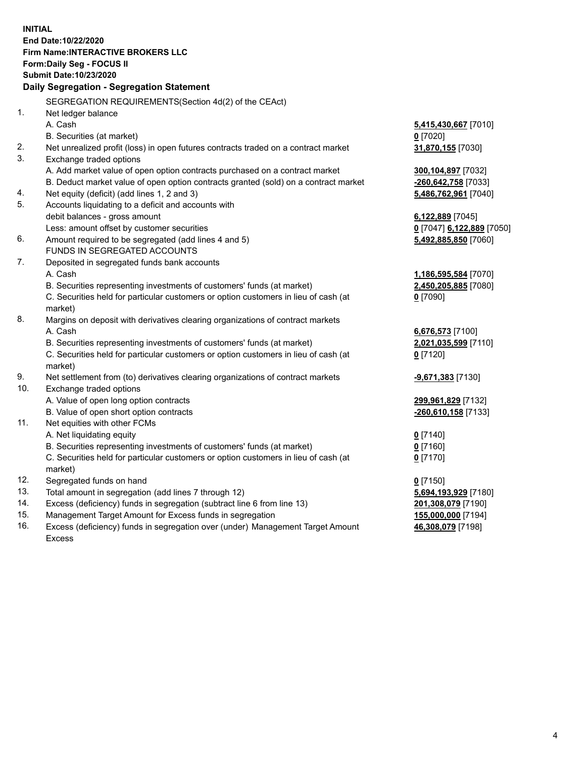**INITIAL**
**End Date:10/22/2020**
**Firm Name:INTERACTIVE BROKERS LLC**
**Form:Daily Seg - FOCUS II**
**Submit Date:10/23/2020**

**Daily Segregation - Segregation Statement**

SEGREGATION REQUIREMENTS(Section 4d(2) of the CEAct)

| | | |
|---|---|---|
| 1. | Net ledger balance | |
| | A. Cash | **5,415,430,667** [7010] |
| | B. Securities (at market) | **0** [7020] |
| 2. | Net unrealized profit (loss) in open futures contracts traded on a contract market | **31,870,155** [7030] |
| 3. | Exchange traded options | |
| | A. Add market value of open option contracts purchased on a contract market | **300,104,897** [7032] |
| | B. Deduct market value of open option contracts granted (sold) on a contract market | **-260,642,758** [7033] |
| 4. | Net equity (deficit) (add lines 1, 2 and 3) | **5,486,762,961** [7040] |
| 5. | Accounts liquidating to a deficit and accounts with debit balances - gross amount | **6,122,889** [7045] |
| | Less: amount offset by customer securities | **0** [7047] **6,122,889** [7050] |
| 6. | Amount required to be segregated (add lines 4 and 5) | **5,492,885,850** [7060] |
| | FUNDS IN SEGREGATED ACCOUNTS | |
| 7. | Deposited in segregated funds bank accounts | |
| | A. Cash | **1,186,595,584** [7070] |
| | B. Securities representing investments of customers' funds (at market) | **2,450,205,885** [7080] |
| | C. Securities held for particular customers or option customers in lieu of cash (at market) | **0** [7090] |
| 8. | Margins on deposit with derivatives clearing organizations of contract markets | |
| | A. Cash | **6,676,573** [7100] |
| | B. Securities representing investments of customers' funds (at market) | **2,021,035,599** [7110] |
| | C. Securities held for particular customers or option customers in lieu of cash (at market) | **0** [7120] |
| 9. | Net settlement from (to) derivatives clearing organizations of contract markets | **-9,671,383** [7130] |
| 10. | Exchange traded options | |
| | A. Value of open long option contracts | **299,961,829** [7132] |
| | B. Value of open short option contracts | **-260,610,158** [7133] |
| 11. | Net equities with other FCMs | |
| | A. Net liquidating equity | **0** [7140] |
| | B. Securities representing investments of customers' funds (at market) | **0** [7160] |
| | C. Securities held for particular customers or option customers in lieu of cash (at market) | **0** [7170] |
| 12. | Segregated funds on hand | **0** [7150] |
| 13. | Total amount in segregation (add lines 7 through 12) | **5,694,193,929** [7180] |
| 14. | Excess (deficiency) funds in segregation (subtract line 6 from line 13) | **201,308,079** [7190] |
| 15. | Management Target Amount for Excess funds in segregation | **155,000,000** [7194] |
| 16. | Excess (deficiency) funds in segregation over (under) Management Target Amount Excess | **46,308,079** [7198] |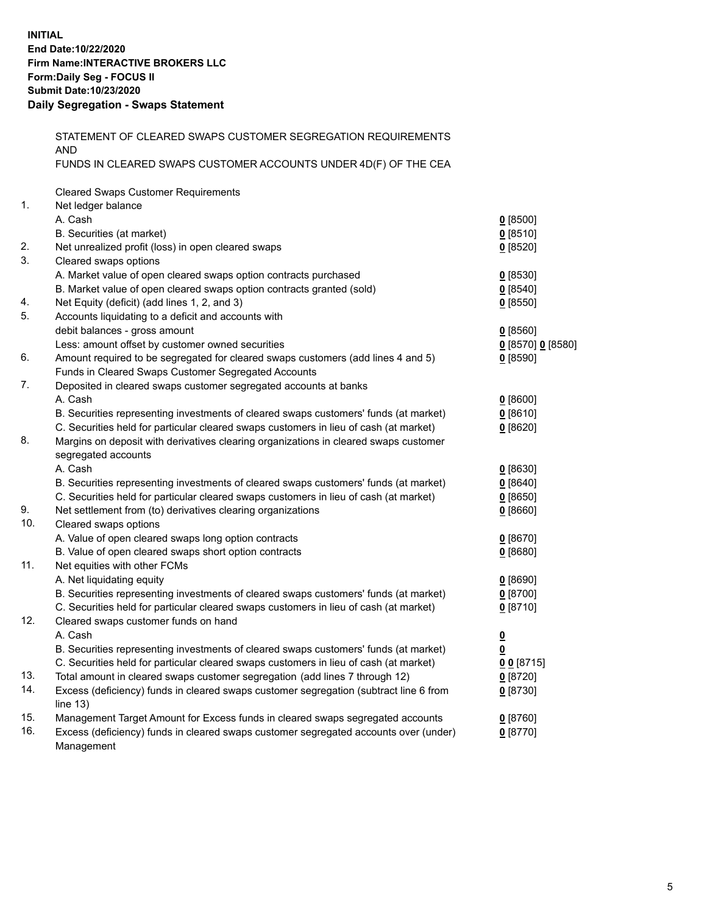**INITIAL**
**End Date:10/22/2020**
**Firm Name:INTERACTIVE BROKERS LLC**
**Form:Daily Seg - FOCUS II**
**Submit Date:10/23/2020**
**Daily Segregation - Swaps Statement**

STATEMENT OF CLEARED SWAPS CUSTOMER SEGREGATION REQUIREMENTS AND
FUNDS IN CLEARED SWAPS CUSTOMER ACCOUNTS UNDER 4D(F) OF THE CEA

| | | |
|---|---|---|
| | Cleared Swaps Customer Requirements | |
| 1. | Net ledger balance | |
| | A. Cash | 0 [8500] |
| | B. Securities (at market) | 0 [8510] |
| 2. | Net unrealized profit (loss) in open cleared swaps | 0 [8520] |
| 3. | Cleared swaps options | |
| | A. Market value of open cleared swaps option contracts purchased | 0 [8530] |
| | B. Market value of open cleared swaps option contracts granted (sold) | 0 [8540] |
| 4. | Net Equity (deficit) (add lines 1, 2, and 3) | 0 [8550] |
| 5. | Accounts liquidating to a deficit and accounts with debit balances - gross amount | 0 [8560] |
| | Less: amount offset by customer owned securities | 0 [8570] 0 [8580] |
| 6. | Amount required to be segregated for cleared swaps customers (add lines 4 and 5) | 0 [8590] |
| | Funds in Cleared Swaps Customer Segregated Accounts | |
| 7. | Deposited in cleared swaps customer segregated accounts at banks | |
| | A. Cash | 0 [8600] |
| | B. Securities representing investments of cleared swaps customers' funds (at market) | 0 [8610] |
| | C. Securities held for particular cleared swaps customers in lieu of cash (at market) | 0 [8620] |
| 8. | Margins on deposit with derivatives clearing organizations in cleared swaps customer segregated accounts | |
| | A. Cash | 0 [8630] |
| | B. Securities representing investments of cleared swaps customers' funds (at market) | 0 [8640] |
| | C. Securities held for particular cleared swaps customers in lieu of cash (at market) | 0 [8650] |
| 9. | Net settlement from (to) derivatives clearing organizations | 0 [8660] |
| 10. | Cleared swaps options | |
| | A. Value of open cleared swaps long option contracts | 0 [8670] |
| | B. Value of open cleared swaps short option contracts | 0 [8680] |
| 11. | Net equities with other FCMs | |
| | A. Net liquidating equity | 0 [8690] |
| | B. Securities representing investments of cleared swaps customers' funds (at market) | 0 [8700] |
| | C. Securities held for particular cleared swaps customers in lieu of cash (at market) | 0 [8710] |
| 12. | Cleared swaps customer funds on hand | |
| | A. Cash | 0 |
| | B. Securities representing investments of cleared swaps customers' funds (at market) | 0 |
| | C. Securities held for particular cleared swaps customers in lieu of cash (at market) | 0 0 [8715] |
| 13. | Total amount in cleared swaps customer segregation (add lines 7 through 12) | 0 [8720] |
| 14. | Excess (deficiency) funds in cleared swaps customer segregation (subtract line 6 from line 13) | 0 [8730] |
| 15. | Management Target Amount for Excess funds in cleared swaps segregated accounts | 0 [8760] |
| 16. | Excess (deficiency) funds in cleared swaps customer segregated accounts over (under) Management | 0 [8770] |